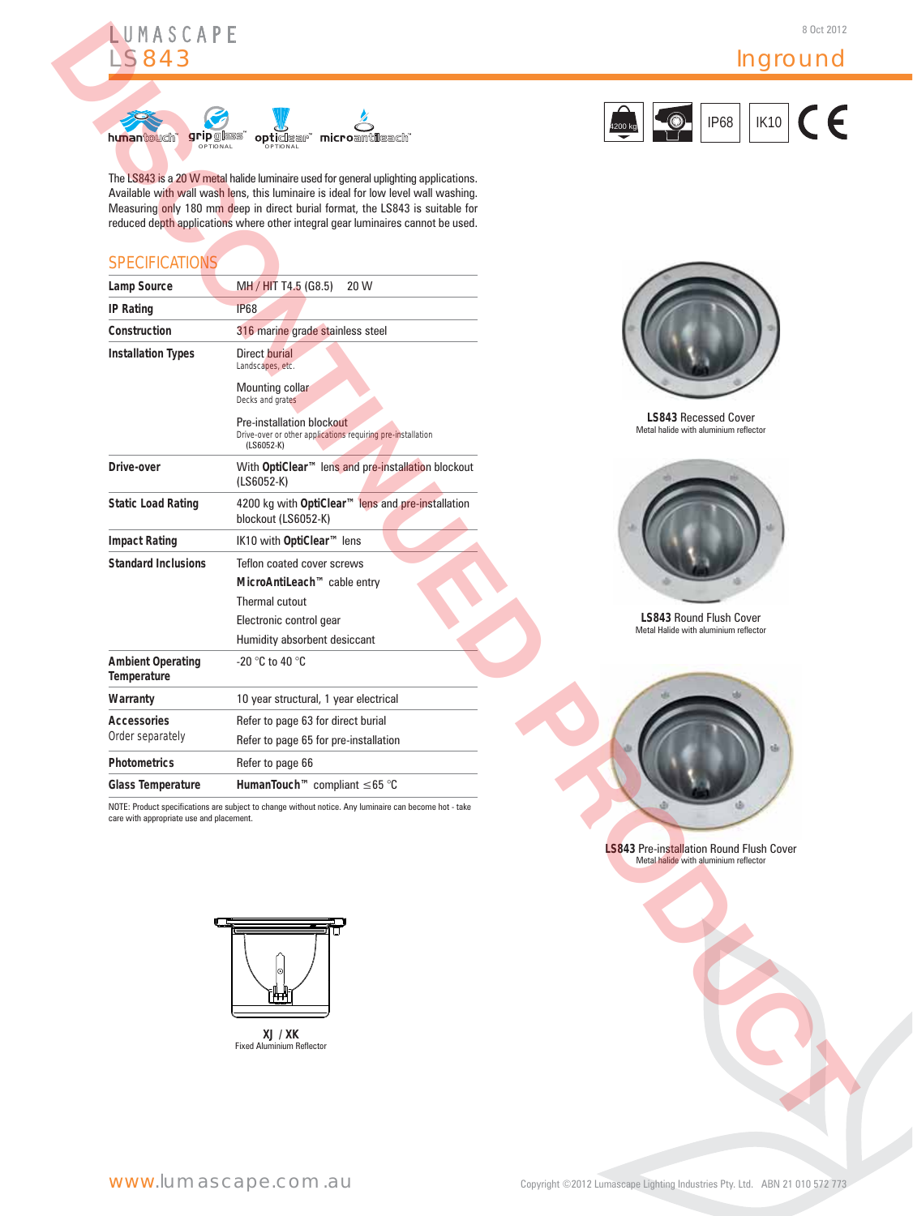LUMASCAPE

# LS843

8 Oct 2012

## Inground

humantouch™ gripglass™ OPTIONAL opticlear™ OPTIONAL microantileach™

4200 kg IP68 IK10 CE

The LS843 is a 20 W metal halide luminaire used for general uplighting applications. Available with wall wash lens, this luminaire is ideal for low level wall washing. Measuring only 180 mm deep in direct burial format, the LS843 is suitable for reduced depth applications where other integral gear luminaires cannot be used.

DISCONTINUED PRODUCT

## SPECIFICATIONS

| | |
|---|---|
| **Lamp Source** | MH / HIT T4.5 (G8.5) 20 W |
| **IP Rating** | IP68 |
| **Construction** | 316 marine grade stainless steel |
| **Installation Types** | Direct burial<br>Landscapes, etc.<br>Mounting collar<br>Decks and grates<br>Pre-installation blockout<br>Drive-over or other applications requiring pre-installation (LS6052-K) |
| **Drive-over** | With **OptiClear™** lens and pre-installation blockout (LS6052-K) |
| **Static Load Rating** | 4200 kg with **OptiClear™** lens and pre-installation blockout (LS6052-K) |
| **Impact Rating** | IK10 with **OptiClear™** lens |
| **Standard Inclusions** | Teflon coated cover screws<br>**MicroAntiLeach™** cable entry<br>Thermal cutout<br>Electronic control gear<br>Humidity absorbent desiccant |
| **Ambient Operating Temperature** | -20 °C to 40 °C |
| **Warranty** | 10 year structural, 1 year electrical |
| **Accessories** Order separately | Refer to page 63 for direct burial<br>Refer to page 65 for pre-installation |
| **Photometrics** | Refer to page 66 |
| **Glass Temperature** | **HumanTouch™** compliant ≤65 °C |

NOTE: Product specifications are subject to change without notice. Any luminaire can become hot - take care with appropriate use and placement.

**LS843** Recessed Cover
Metal halide with aluminium reflector

**LS843** Round Flush Cover
Metal Halide with aluminium reflector

**LS843** Pre-installation Round Flush Cover
Metal halide with aluminium reflector

**XJ / XK**
Fixed Aluminium Reflector

www.lumascape.com.au

Copyright ©2012 Lumascape Lighting Industries Pty. Ltd. ABN 21 010 572 773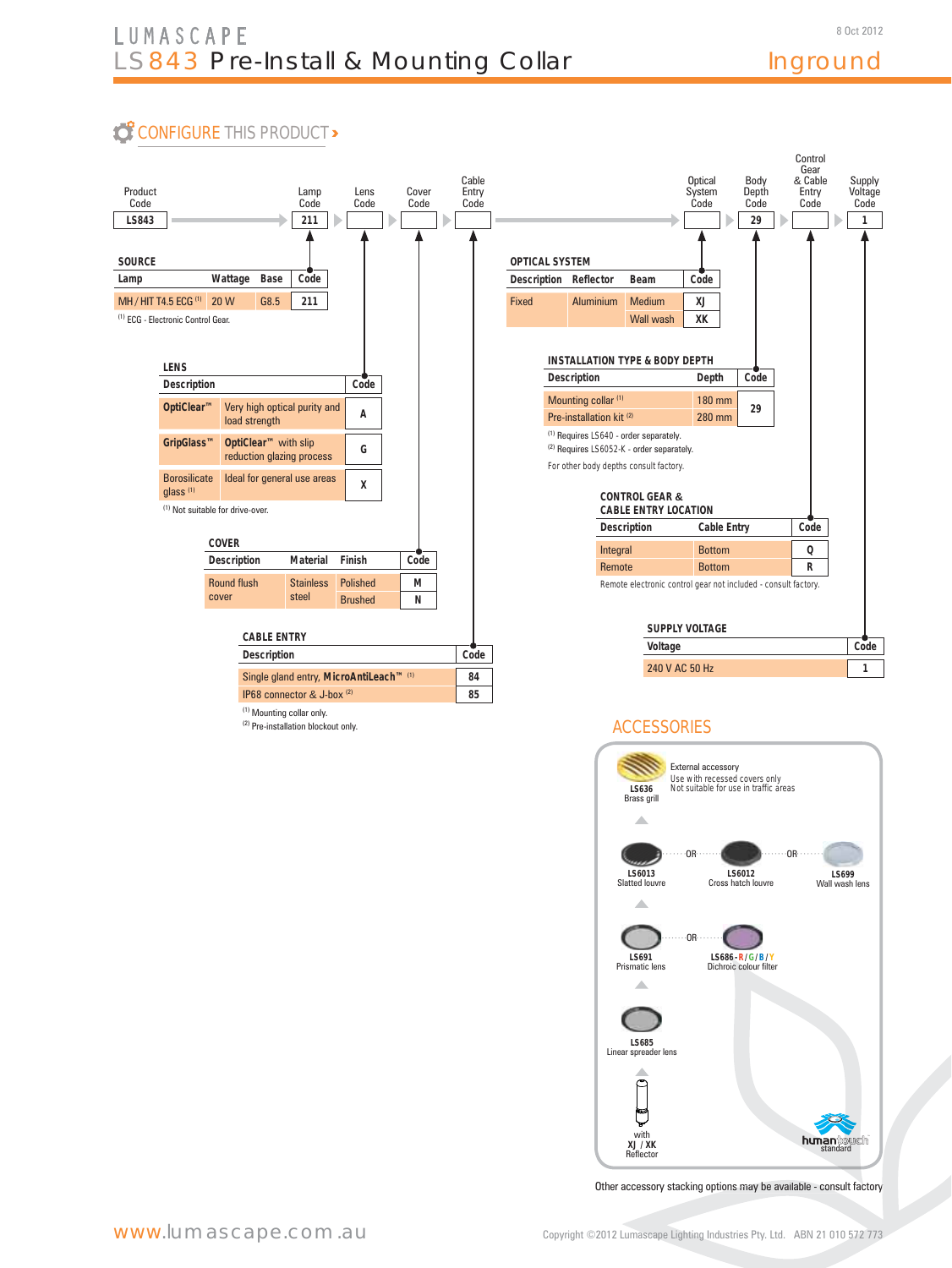# LUMASCAPE

## LS843 Pre-Install & Mounting Collar

Inground

8 Oct 2012

### CONFIGURE THIS PRODUCT ›

| Product Code | Lamp Code | Lens Code | Cover Code | Cable Entry Code | Optical System Code | Body Depth Code | Control Gear & Cable Entry Code | Supply Voltage Code |
|---|---|---|---|---|---|---|---|---|
| LS843 | 211 | | | | | 29 | | 1 |

### SOURCE

| Lamp | Wattage | Base | Code |
|---|---|---|---|
| MH / HIT T4.5 ECG [1] | 20 W | G8.5 | 211 |

[1] ECG - Electronic Control Gear.

### LENS

| Description | | Code |
|---|---|---|
| OptiClear™ | Very high optical purity and load strength | A |
| GripGlass™ | OptiClear™ with slip reduction glazing process | G |
| Borosilicate glass [1] | Ideal for general use areas | X |

[1] Not suitable for drive-over.

### COVER

| Description | Material | Finish | Code |
|---|---|---|---|
| Round flush cover | Stainless steel | Polished | M |
| | | Brushed | N |

### CABLE ENTRY

| Description | Code |
|---|---|
| Single gland entry, MicroAntiLeach™ [1] | 84 |
| IP68 connector & J-box [2] | 85 |

[1] Mounting collar only.
[2] Pre-installation blockout only.

### OPTICAL SYSTEM

| Description | Reflector | Beam | Code |
|---|---|---|---|
| Fixed | Aluminium | Medium | XJ |
| | | Wall wash | XK |

### INSTALLATION TYPE & BODY DEPTH

| Description | Depth | Code |
|---|---|---|
| Mounting collar [1] | 180 mm | 29 |
| Pre-installation kit [2] | 280 mm | |

[1] Requires LS640 - order separately.
[2] Requires LS6052-K - order separately.
For other body depths consult factory.

### CONTROL GEAR & CABLE ENTRY LOCATION

| Description | Cable Entry | Code |
|---|---|---|
| Integral | Bottom | Q |
| Remote | Bottom | R |

Remote electronic control gear not included - consult factory.

### SUPPLY VOLTAGE

| Voltage | Code |
|---|---|
| 240 V AC 50 Hz | 1 |

## ACCESSORIES

LS636 Brass grill — External accessory. Use with recessed covers only. Not suitable for use in traffic areas

LS6013 Slatted louvre — OR — LS6012 Cross hatch louvre — OR — LS699 Wall wash lens

LS691 Prismatic lens — OR — LS686-R/G/B/Y Dichroic colour filter

LS685 Linear spreader lens

with XJ / XK Reflector

humantouch standard

Other accessory stacking options may be available - consult factory

www.lumascape.com.au

Copyright ©2012 Lumascape Lighting Industries Pty. Ltd. ABN 21 010 572 773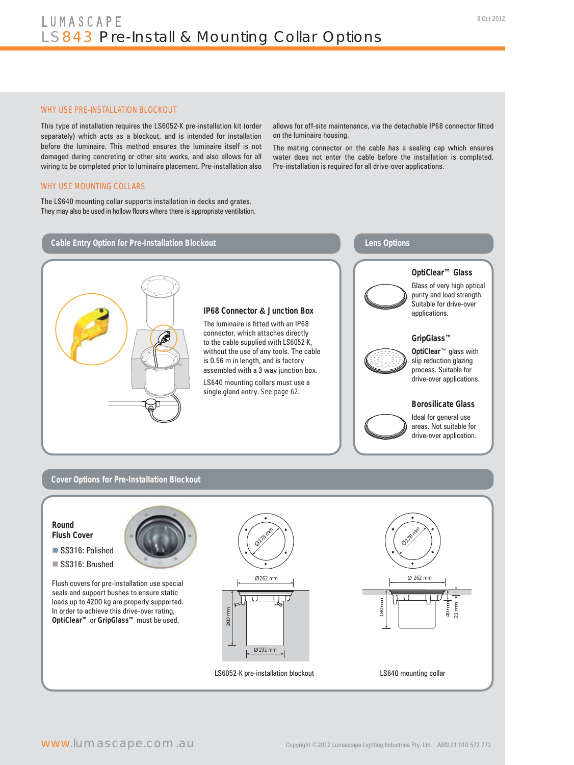# LUMASCAPE

## LS843 Pre-Install & Mounting Collar Options

### WHY USE PRE-INSTALLATION BLOCKOUT

This type of installation requires the LS6052-K pre-installation kit (order separately) which acts as a blockout, and is intended for installation before the luminaire. This method ensures the luminaire itself is not damaged during concreting or other site works, and also allows for all wiring to be completed prior to luminaire placement. Pre-installation also allows for off-site maintenance, via the detachable IP68 connector fitted on the luminaire housing.

The mating connector on the cable has a sealing cap which ensures water does not enter the cable before the installation is completed. Pre-installation is required for all drive-over applications.

### WHY USE MOUNTING COLLARS

The LS640 mounting collar supports installation in decks and grates. They may also be used in hollow floors where there is appropriate ventilation.

### Cable Entry Option for Pre-Installation Blockout

**IP68 Connector & Junction Box**

The luminaire is fitted with an IP68 connector, which attaches directly to the cable supplied with LS6052-K, without the use of any tools. The cable is 0.56 m in length, and is factory assembled with a 3 way junction box.

LS640 mounting collars must use a single gland entry. See page 62.

### Lens Options

**OptiClear™ Glass**

Glass of very high optical purity and load strength. Suitable for drive-over applications.

**GripGlass™**

**OptiClear™** glass with slip reduction glazing process. Suitable for drive-over applications.

**Borosilicate Glass**

Ideal for general use areas. Not suitable for drive-over application.

### Cover Options for Pre-Installation Blockout

**Round Flush Cover**

- SS316: Polished
- SS316: Brushed

Flush covers for pre-installation use special seals and support bushes to ensure static loads up to 4200 kg are properly supported. In order to achieve this drive-over rating, **OptiClear™** or **GripGlass™** must be used.

Ø178 mm, Ø262 mm, 280 mm, Ø191 mm

LS6052-K pre-installation blockout

Ø178 mm, Ø 262 mm, 180 mm, 40 mm, 21 mm

LS640 mounting collar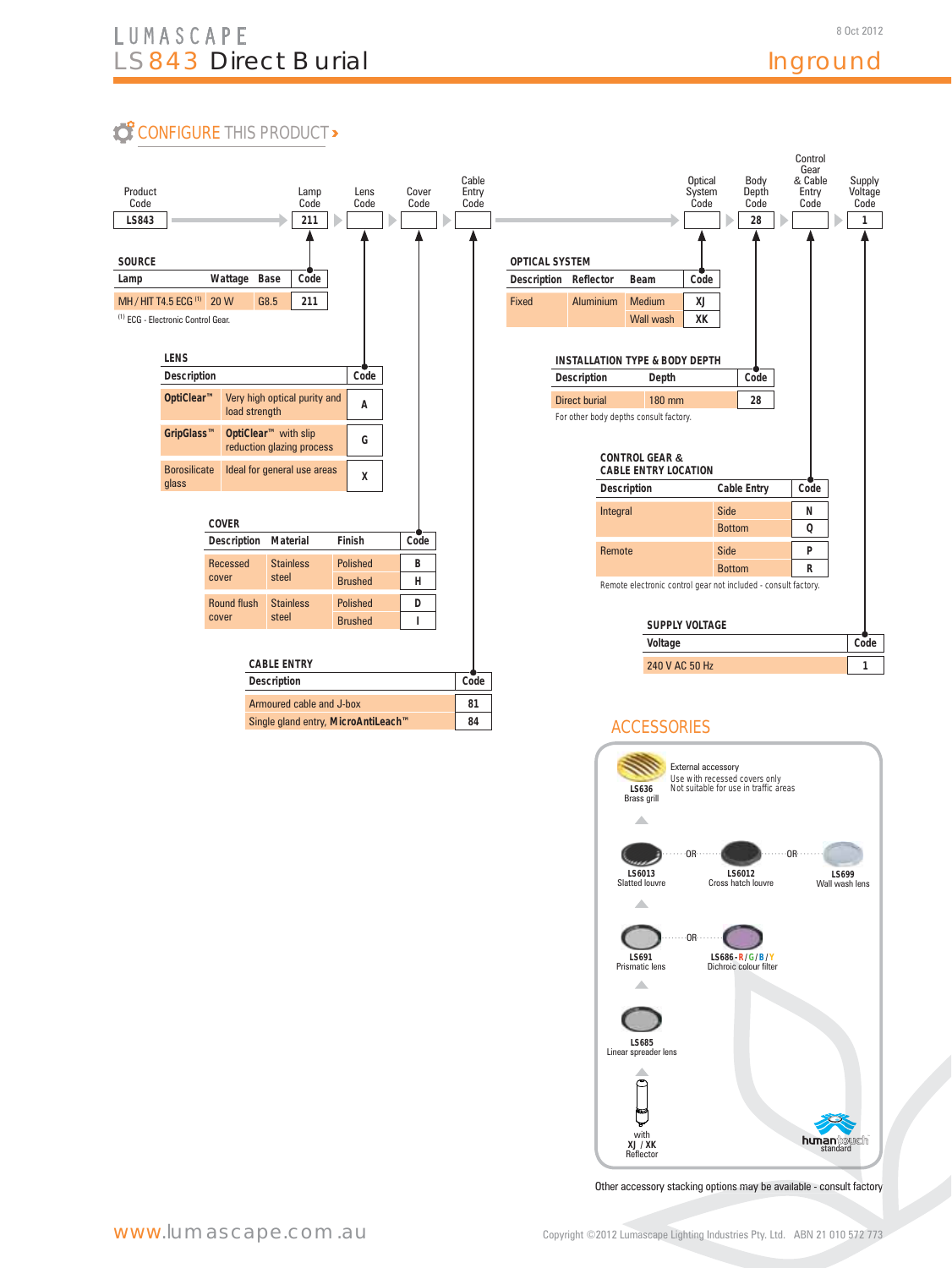# LUMASCAPE

# LS843 Direct Burial

8 Oct 2012

Inground

## CONFIGURE THIS PRODUCT >

| Product Code | Lamp Code | Lens Code | Cover Code | Cable Entry Code | Optical System Code | Body Depth Code | Control Gear & Cable Entry Code | Supply Voltage Code |
|---|---|---|---|---|---|---|---|---|
| LS843 | 211 | | | | | 28 | | 1 |

### SOURCE

| Lamp | Wattage | Base | Code |
|---|---|---|---|
| MH / HIT T4.5 ECG [1] | 20 W | G8.5 | 211 |

[1] ECG - Electronic Control Gear.

### LENS

| Description | | Code |
|---|---|---|
| OptiClear™ | Very high optical purity and load strength | A |
| GripGlass™ | OptiClear™ with slip reduction glazing process | G |
| Borosilicate glass | Ideal for general use areas | X |

### COVER

| Description | Material | Finish | Code |
|---|---|---|---|
| Recessed cover | Stainless steel | Polished | B |
| | | Brushed | H |
| Round flush cover | Stainless steel | Polished | D |
| | | Brushed | I |

### CABLE ENTRY

| Description | Code |
|---|---|
| Armoured cable and J-box | 81 |
| Single gland entry, MicroAntiLeach™ | 84 |

### OPTICAL SYSTEM

| Description | Reflector | Beam | Code |
|---|---|---|---|
| Fixed | Aluminium | Medium | XJ |
| | | Wall wash | XK |

### INSTALLATION TYPE & BODY DEPTH

| Description | Depth | Code |
|---|---|---|
| Direct burial | 180 mm | 28 |

For other body depths consult factory.

### CONTROL GEAR & CABLE ENTRY LOCATION

| Description | Cable Entry | Code |
|---|---|---|
| Integral | Side | N |
| | Bottom | Q |
| Remote | Side | P |
| | Bottom | R |

Remote electronic control gear not included - consult factory.

### SUPPLY VOLTAGE

| Voltage | Code |
|---|---|
| 240 V AC 50 Hz | 1 |

## ACCESSORIES

**LS636** Brass grill — External accessory. Use with recessed covers only. Not suitable for use in traffic areas

**LS6013** Slatted louvre OR **LS6012** Cross hatch louvre OR **LS699** Wall wash lens

**LS691** Prismatic lens OR **LS686-R/G/B/Y** Dichroic colour filter

**LS685** Linear spreader lens

with XJ / XK Reflector

humantouch standard

Other accessory stacking options may be available - consult factory

www.lumascape.com.au

Copyright ©2012 Lumascape Lighting Industries Pty. Ltd. ABN 21 010 572 773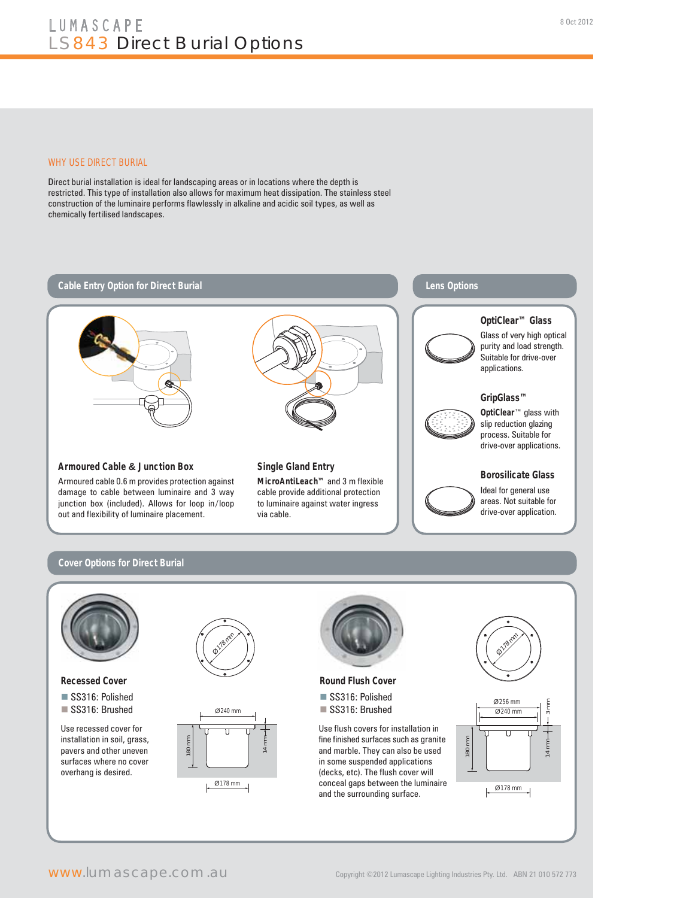# LUMASCAPE

## LS843 Direct Burial Options

8 Oct 2012

### WHY USE DIRECT BURIAL

Direct burial installation is ideal for landscaping areas or in locations where the depth is restricted. This type of installation also allows for maximum heat dissipation. The stainless steel construction of the luminaire performs flawlessly in alkaline and acidic soil types, as well as chemically fertilised landscapes.

## Cable Entry Option for Direct Burial

### Armoured Cable & Junction Box

Armoured cable 0.6 m provides protection against damage to cable between luminaire and 3 way junction box (included). Allows for loop in/loop out and flexibility of luminaire placement.

### Single Gland Entry

**MicroAntiLeach™** and 3 m flexible cable provide additional protection to luminaire against water ingress via cable.

## Lens Options

### OptiClear™ Glass

Glass of very high optical purity and load strength. Suitable for drive-over applications.

### GripGlass™

**OptiClear™** glass with slip reduction glazing process. Suitable for drive-over applications.

### Borosilicate Glass

Ideal for general use areas. Not suitable for drive-over application.

## Cover Options for Direct Burial

### Recessed Cover

- SS316: Polished
- SS316: Brushed

Use recessed cover for installation in soil, grass, pavers and other uneven surfaces where no cover overhang is desired.

Ø178 mm, Ø240 mm, 180 mm, 14 mm, Ø178 mm

### Round Flush Cover

- SS316: Polished
- SS316: Brushed

Use flush covers for installation in fine finished surfaces such as granite and marble. They can also be used in some suspended applications (decks, etc). The flush cover will conceal gaps between the luminaire and the surrounding surface.

Ø178 mm, Ø256 mm, Ø240 mm, 3 mm, 180 mm, 14 mm, Ø178 mm

www.lumascape.com.au

Copyright ©2012 Lumascape Lighting Industries Pty. Ltd. ABN 21 010 572 773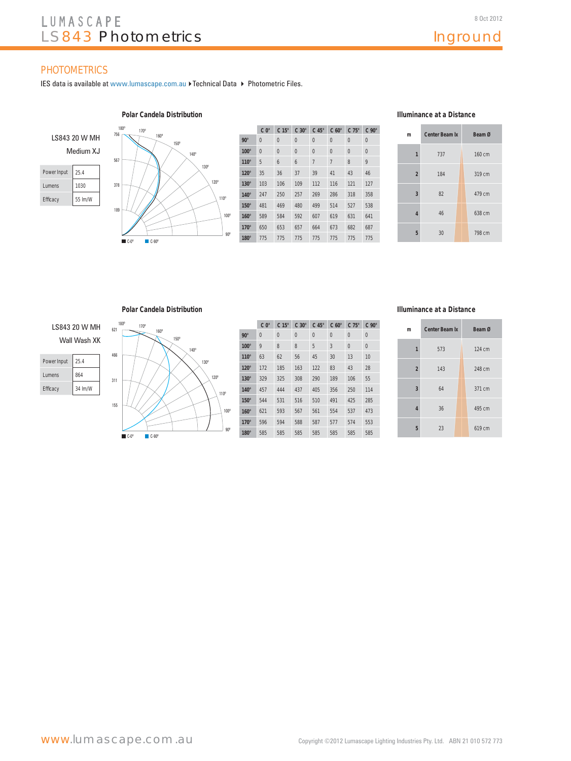LUMASCAPE

# LS843 Photometrics

8 Oct 2012

Inground

## PHOTOMETRICS

IES data is available at www.lumascape.com.au ▸Technical Data ▸ Photometric Files.

### LS843 20 W MH Medium XJ

| | |
|---|---|
| Power Input | 25.4 |
| Lumens | 1030 |
| Efficacy | 55 lm/W |

**Polar Candela Distribution**

180° 170° 160° 150° 140° 130° 120° 110° 100° 90°
756
567
378
189
C-0° C-90°

| | C 0° | C 15° | C 30° | C 45° | C 60° | C 75° | C 90° |
|---|---|---|---|---|---|---|---|
| 90° | 0 | 0 | 0 | 0 | 0 | 0 | 0 |
| 100° | 0 | 0 | 0 | 0 | 0 | 0 | 0 |
| 110° | 5 | 6 | 6 | 7 | 7 | 8 | 9 |
| 120° | 35 | 36 | 37 | 39 | 41 | 43 | 46 |
| 130° | 103 | 106 | 109 | 112 | 116 | 121 | 127 |
| 140° | 247 | 250 | 257 | 269 | 286 | 318 | 358 |
| 150° | 481 | 469 | 480 | 499 | 514 | 527 | 538 |
| 160° | 589 | 584 | 592 | 607 | 619 | 631 | 641 |
| 170° | 650 | 653 | 657 | 664 | 673 | 682 | 687 |
| 180° | 775 | 775 | 775 | 775 | 775 | 775 | 775 |

**Illuminance at a Distance**

| m | Center Beam lx | Beam Ø |
|---|---|---|
| 1 | 737 | 160 cm |
| 2 | 184 | 319 cm |
| 3 | 82 | 479 cm |
| 4 | 46 | 638 cm |
| 5 | 30 | 798 cm |

### LS843 20 W MH Wall Wash XK

| | |
|---|---|
| Power Input | 25.4 |
| Lumens | 864 |
| Efficacy | 34 lm/W |

**Polar Candela Distribution**

180° 170° 160° 150° 140° 130° 120° 110° 100° 90°
621
466
311
155
C-0° C-90°

| | C 0° | C 15° | C 30° | C 45° | C 60° | C 75° | C 90° |
|---|---|---|---|---|---|---|---|
| 90° | 0 | 0 | 0 | 0 | 0 | 0 | 0 |
| 100° | 9 | 8 | 8 | 5 | 3 | 0 | 0 |
| 110° | 63 | 62 | 56 | 45 | 30 | 13 | 10 |
| 120° | 172 | 185 | 163 | 122 | 83 | 43 | 28 |
| 130° | 329 | 325 | 308 | 290 | 189 | 106 | 55 |
| 140° | 457 | 444 | 437 | 405 | 356 | 250 | 114 |
| 150° | 544 | 531 | 516 | 510 | 491 | 425 | 285 |
| 160° | 621 | 593 | 567 | 561 | 554 | 537 | 473 |
| 170° | 596 | 594 | 588 | 587 | 577 | 574 | 553 |
| 180° | 585 | 585 | 585 | 585 | 585 | 585 | 585 |

**Illuminance at a Distance**

| m | Center Beam lx | Beam Ø |
|---|---|---|
| 1 | 573 | 124 cm |
| 2 | 143 | 248 cm |
| 3 | 64 | 371 cm |
| 4 | 36 | 495 cm |
| 5 | 23 | 619 cm |

www.lumascape.com.au

Copyright ©2012 Lumascape Lighting Industries Pty. Ltd. ABN 21 010 572 773